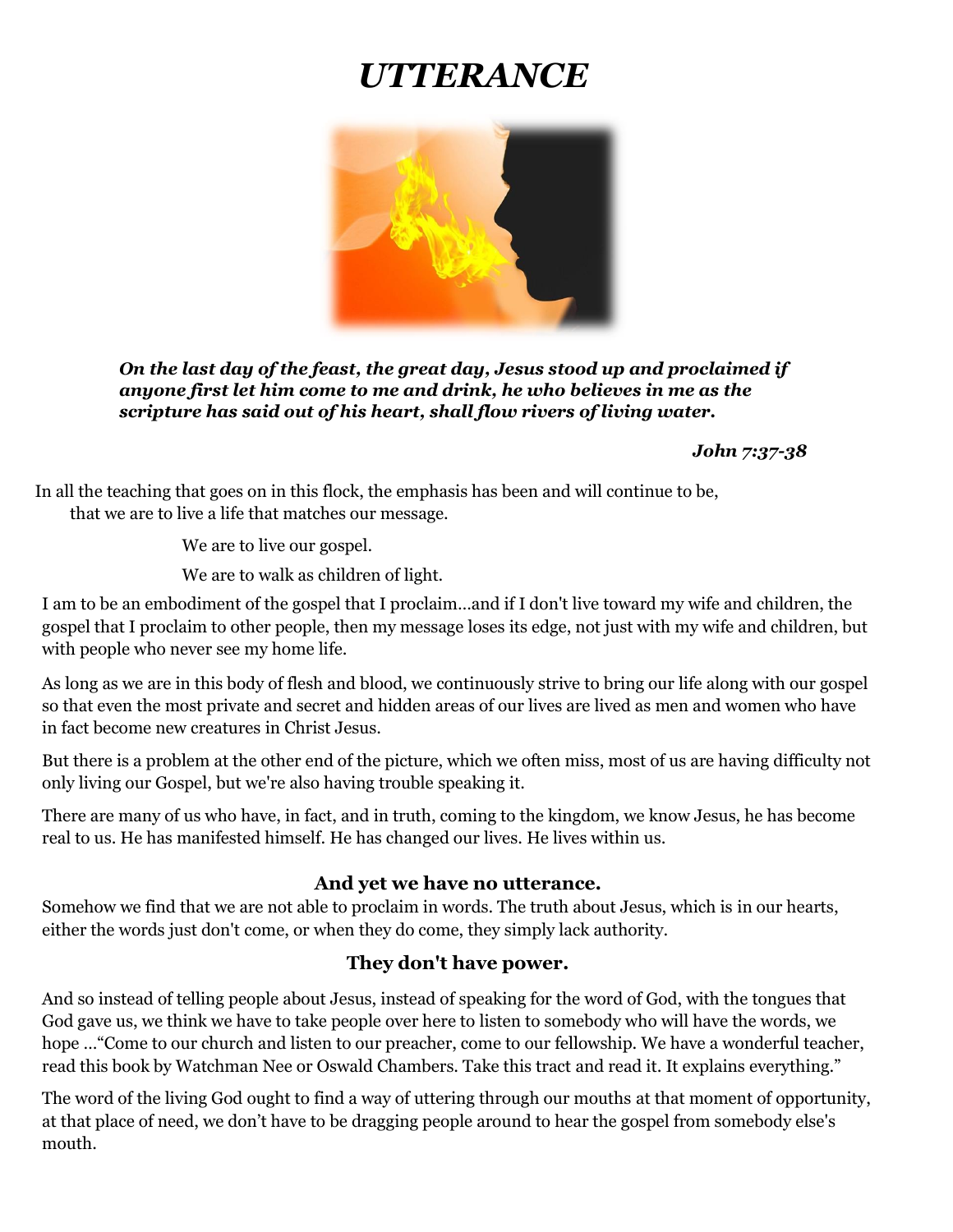# *UTTERANCE*

***On the last day of the feast, the great day, Jesus stood up and proclaimed if anyone first let him come to me and drink, he who believes in me as the scripture has said out of his heart, shall flow rivers of living water.***

***John 7:37-38***

In all the teaching that goes on in this flock, the emphasis has been and will continue to be, that we are to live a life that matches our message.

We are to live our gospel.

We are to walk as children of light.

I am to be an embodiment of the gospel that I proclaim...and if I don't live toward my wife and children, the gospel that I proclaim to other people, then my message loses its edge, not just with my wife and children, but with people who never see my home life.

As long as we are in this body of flesh and blood, we continuously strive to bring our life along with our gospel so that even the most private and secret and hidden areas of our lives are lived as men and women who have in fact become new creatures in Christ Jesus.

But there is a problem at the other end of the picture, which we often miss, most of us are having difficulty not only living our Gospel, but we're also having trouble speaking it.

There are many of us who have, in fact, and in truth, coming to the kingdom, we know Jesus, he has become real to us. He has manifested himself. He has changed our lives. He lives within us.

**And yet we have no utterance.**

Somehow we find that we are not able to proclaim in words. The truth about Jesus, which is in our hearts, either the words just don't come, or when they do come, they simply lack authority.

**They don't have power.**

And so instead of telling people about Jesus, instead of speaking for the word of God, with the tongues that God gave us, we think we have to take people over here to listen to somebody who will have the words, we hope ..."Come to our church and listen to our preacher, come to our fellowship. We have a wonderful teacher, read this book by Watchman Nee or Oswald Chambers. Take this tract and read it. It explains everything."

The word of the living God ought to find a way of uttering through our mouths at that moment of opportunity, at that place of need, we don't have to be dragging people around to hear the gospel from somebody else's mouth.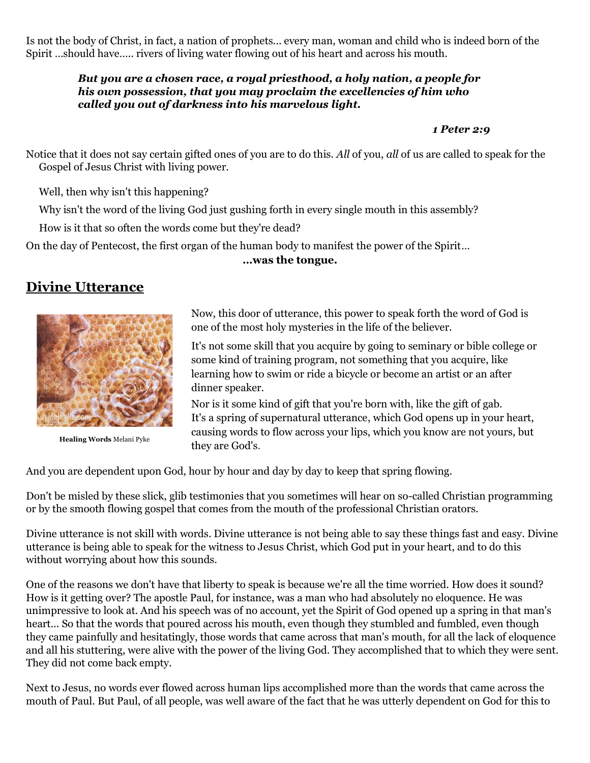Is not the body of Christ, in fact, a nation of prophets... every man, woman and child who is indeed born of the Spirit ...should have..... rivers of living water flowing out of his heart and across his mouth.

> ***But you are a chosen race, a royal priesthood, a holy nation, a people for his own possession, that you may proclaim the excellencies of him who called you out of darkness into his marvelous light.***
>
> ***1 Peter 2:9***

Notice that it does not say certain gifted ones of you are to do this. *All* of you, *all* of us are called to speak for the Gospel of Jesus Christ with living power.

Well, then why isn't this happening?

Why isn't the word of the living God just gushing forth in every single mouth in this assembly?

How is it that so often the words come but they're dead?

On the day of Pentecost, the first organ of the human body to manifest the power of the Spirit...

**...was the tongue.**

## Divine Utterance

**Healing Words** Melani Pyke

Now, this door of utterance, this power to speak forth the word of God is one of the most holy mysteries in the life of the believer.

It's not some skill that you acquire by going to seminary or bible college or some kind of training program, not something that you acquire, like learning how to swim or ride a bicycle or become an artist or an after dinner speaker.

Nor is it some kind of gift that you're born with, like the gift of gab. It's a spring of supernatural utterance, which God opens up in your heart, causing words to flow across your lips, which you know are not yours, but they are God's.

And you are dependent upon God, hour by hour and day by day to keep that spring flowing.

Don't be misled by these slick, glib testimonies that you sometimes will hear on so-called Christian programming or by the smooth flowing gospel that comes from the mouth of the professional Christian orators.

Divine utterance is not skill with words. Divine utterance is not being able to say these things fast and easy. Divine utterance is being able to speak for the witness to Jesus Christ, which God put in your heart, and to do this without worrying about how this sounds.

One of the reasons we don't have that liberty to speak is because we're all the time worried. How does it sound? How is it getting over? The apostle Paul, for instance, was a man who had absolutely no eloquence. He was unimpressive to look at. And his speech was of no account, yet the Spirit of God opened up a spring in that man's heart... So that the words that poured across his mouth, even though they stumbled and fumbled, even though they came painfully and hesitatingly, those words that came across that man's mouth, for all the lack of eloquence and all his stuttering, were alive with the power of the living God. They accomplished that to which they were sent. They did not come back empty.

Next to Jesus, no words ever flowed across human lips accomplished more than the words that came across the mouth of Paul. But Paul, of all people, was well aware of the fact that he was utterly dependent on God for this to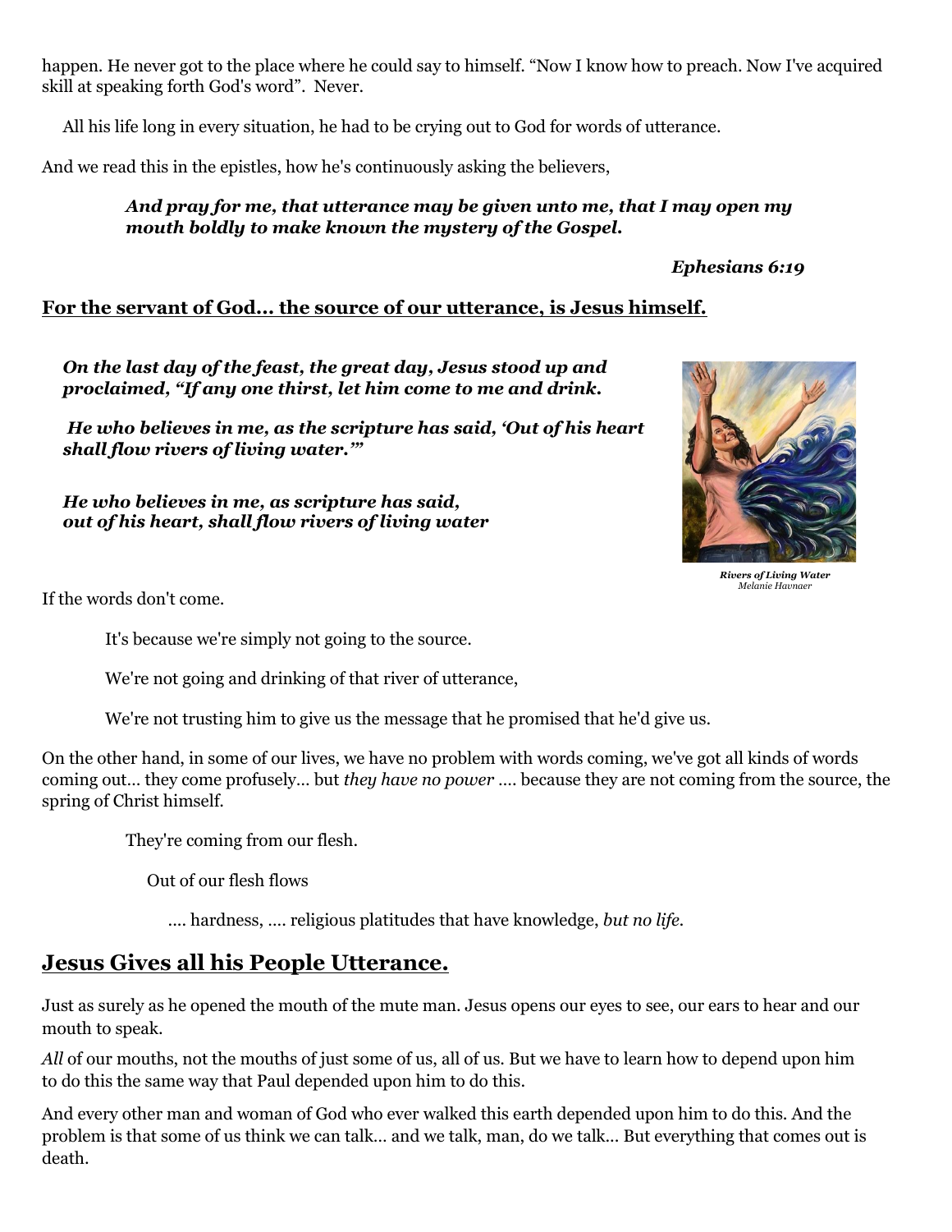happen. He never got to the place where he could say to himself. "Now I know how to preach. Now I've acquired skill at speaking forth God's word". Never.

All his life long in every situation, he had to be crying out to God for words of utterance.

And we read this in the epistles, how he's continuously asking the believers,

> ***And pray for me, that utterance may be given unto me, that I may open my mouth boldly to make known the mystery of the Gospel.***
>
> ***Ephesians 6:19***

**For the servant of God... the source of our utterance, is Jesus himself.**

> ***On the last day of the feast, the great day, Jesus stood up and proclaimed, "If any one thirst, let him come to me and drink.***
>
> ***He who believes in me, as the scripture has said, 'Out of his heart shall flow rivers of living water.'"***
>
> ***He who believes in me, as scripture has said,***
> ***out of his heart, shall flow rivers of living water***

***Rivers of Living Water***
*Melanie Havnaer*

If the words don't come.

It's because we're simply not going to the source.

We're not going and drinking of that river of utterance,

We're not trusting him to give us the message that he promised that he'd give us.

On the other hand, in some of our lives, we have no problem with words coming, we've got all kinds of words coming out... they come profusely... but *they have no power* .... because they are not coming from the source, the spring of Christ himself.

They're coming from our flesh.

Out of our flesh flows

.... hardness, .... religious platitudes that have knowledge, *but no life*.

## Jesus Gives all his People Utterance.

Just as surely as he opened the mouth of the mute man. Jesus opens our eyes to see, our ears to hear and our mouth to speak.

*All* of our mouths, not the mouths of just some of us, all of us. But we have to learn how to depend upon him to do this the same way that Paul depended upon him to do this.

And every other man and woman of God who ever walked this earth depended upon him to do this. And the problem is that some of us think we can talk... and we talk, man, do we talk... But everything that comes out is death.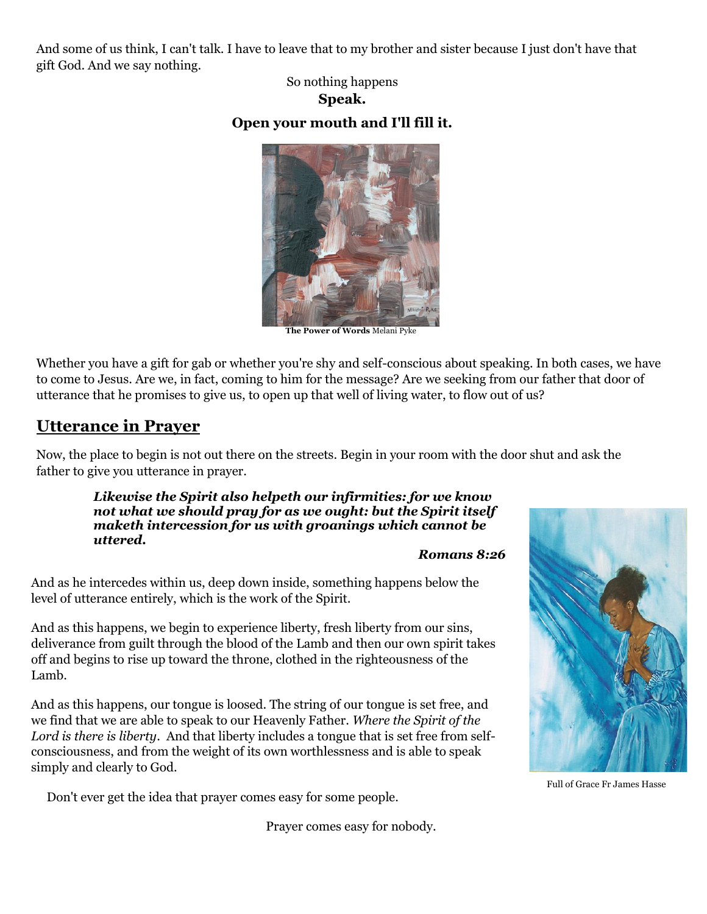And some of us think, I can't talk. I have to leave that to my brother and sister because I just don't have that gift God. And we say nothing.

So nothing happens

**Speak.**

**Open your mouth and I'll fill it.**

**The Power of Words** Melani Pyke

Whether you have a gift for gab or whether you're shy and self-conscious about speaking. In both cases, we have to come to Jesus. Are we, in fact, coming to him for the message? Are we seeking from our father that door of utterance that he promises to give us, to open up that well of living water, to flow out of us?

## Utterance in Prayer

Now, the place to begin is not out there on the streets. Begin in your room with the door shut and ask the father to give you utterance in prayer.

> ***Likewise the Spirit also helpeth our infirmities: for we know not what we should pray for as we ought: but the Spirit itself maketh intercession for us with groanings which cannot be uttered.***
>
> ***Romans 8:26***

And as he intercedes within us, deep down inside, something happens below the level of utterance entirely, which is the work of the Spirit.

And as this happens, we begin to experience liberty, fresh liberty from our sins, deliverance from guilt through the blood of the Lamb and then our own spirit takes off and begins to rise up toward the throne, clothed in the righteousness of the Lamb.

And as this happens, our tongue is loosed. The string of our tongue is set free, and we find that we are able to speak to our Heavenly Father. *Where the Spirit of the Lord is there is liberty*. And that liberty includes a tongue that is set free from self-consciousness, and from the weight of its own worthlessness and is able to speak simply and clearly to God.

Full of Grace Fr James Hasse

Don't ever get the idea that prayer comes easy for some people.

Prayer comes easy for nobody.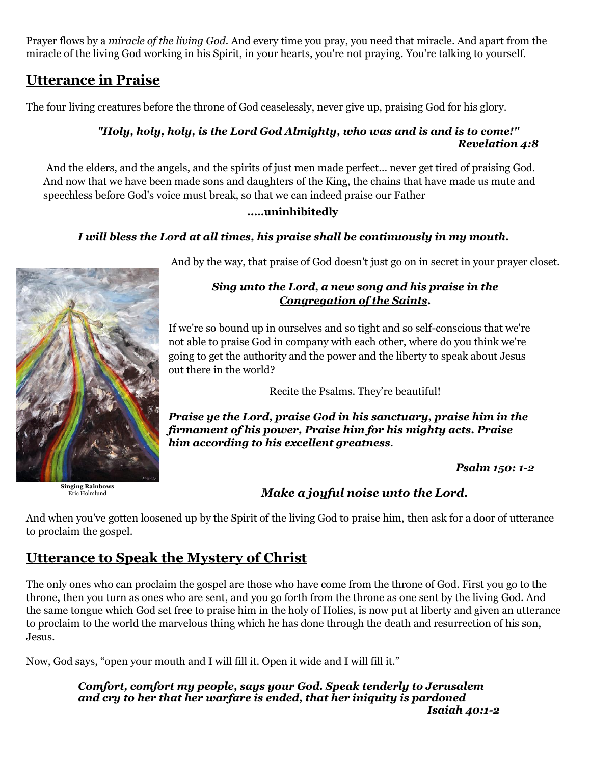Prayer flows by a *miracle of the living God*. And every time you pray, you need that miracle. And apart from the miracle of the living God working in his Spirit, in your hearts, you're not praying. You're talking to yourself.

## Utterance in Praise

The four living creatures before the throne of God ceaselessly, never give up, praising God for his glory.

***"Holy, holy, holy, is the Lord God Almighty, who was and is and is to come!"***
***Revelation 4:8***

And the elders, and the angels, and the spirits of just men made perfect… never get tired of praising God. And now that we have been made sons and daughters of the King, the chains that have made us mute and speechless before God's voice must break, so that we can indeed praise our Father

**.....uninhibitedly**

***I will bless the Lord at all times, his praise shall be continuously in my mouth.***

And by the way, that praise of God doesn't just go on in secret in your prayer closet.

***Sing unto the Lord, a new song and his praise in the <u>Congregation of the Saints</u>.***

If we're so bound up in ourselves and so tight and so self-conscious that we're not able to praise God in company with each other, where do you think we're going to get the authority and the power and the liberty to speak about Jesus out there in the world?

Recite the Psalms. They're beautiful!

***Praise ye the Lord, praise God in his sanctuary, praise him in the firmament of his power, Praise him for his mighty acts. Praise him according to his excellent greatness.***

***Psalm 150: 1-2***

**Singing Rainbows**
Eric Holmlund

***Make a joyful noise unto the Lord.***

And when you've gotten loosened up by the Spirit of the living God to praise him, then ask for a door of utterance to proclaim the gospel.

## Utterance to Speak the Mystery of Christ

The only ones who can proclaim the gospel are those who have come from the throne of God. First you go to the throne, then you turn as ones who are sent, and you go forth from the throne as one sent by the living God. And the same tongue which God set free to praise him in the holy of Holies, is now put at liberty and given an utterance to proclaim to the world the marvelous thing which he has done through the death and resurrection of his son, Jesus.

Now, God says, "open your mouth and I will fill it. Open it wide and I will fill it."

***Comfort, comfort my people, says your God. Speak tenderly to Jerusalem and cry to her that her warfare is ended, that her iniquity is pardoned***
***Isaiah 40:1-2***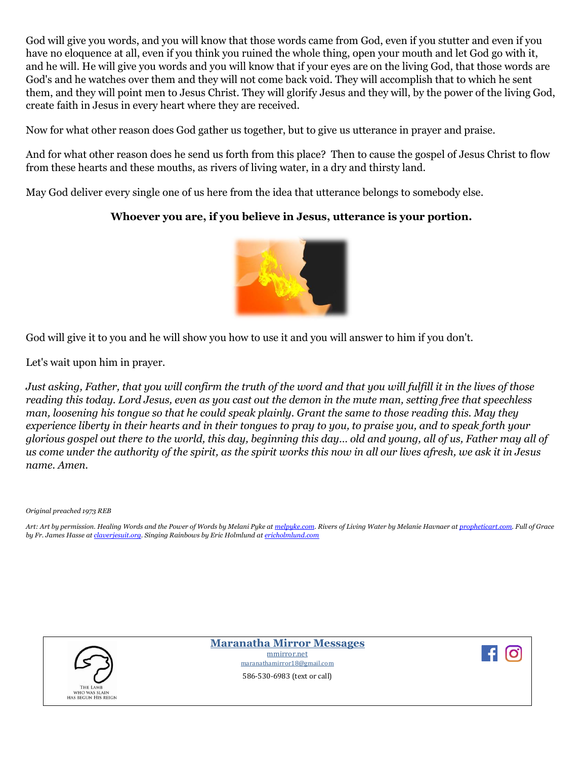God will give you words, and you will know that those words came from God, even if you stutter and even if you have no eloquence at all, even if you think you ruined the whole thing, open your mouth and let God go with it, and he will. He will give you words and you will know that if your eyes are on the living God, that those words are God's and he watches over them and they will not come back void. They will accomplish that to which he sent them, and they will point men to Jesus Christ. They will glorify Jesus and they will, by the power of the living God, create faith in Jesus in every heart where they are received.

Now for what other reason does God gather us together, but to give us utterance in prayer and praise.

And for what other reason does he send us forth from this place? Then to cause the gospel of Jesus Christ to flow from these hearts and these mouths, as rivers of living water, in a dry and thirsty land.

May God deliver every single one of us here from the idea that utterance belongs to somebody else.

**Whoever you are, if you believe in Jesus, utterance is your portion.**

God will give it to you and he will show you how to use it and you will answer to him if you don't.

Let's wait upon him in prayer.

*Just asking, Father, that you will confirm the truth of the word and that you will fulfill it in the lives of those reading this today. Lord Jesus, even as you cast out the demon in the mute man, setting free that speechless man, loosening his tongue so that he could speak plainly. Grant the same to those reading this. May they experience liberty in their hearts and in their tongues to pray to you, to praise you, and to speak forth your glorious gospel out there to the world, this day, beginning this day… old and young, all of us, Father may all of us come under the authority of the spirit, as the spirit works this now in all our lives afresh, we ask it in Jesus name. Amen.*

*Original preached 1973 REB*

*Art: Art by permission. Healing Words and the Power of Words by Melani Pyke at melpyke.com. Rivers of Living Water by Melanie Havnaer at propheticart.com. Full of Grace by Fr. James Hasse at claverjesuit.org. Singing Rainbows by Eric Holmlund at ericholmlund.com*

THE LAMB WHO WAS SLAIN HAS BEGUN HIS REIGN

**Maranatha Mirror Messages**
mmirror.net
maranathamirror18@gmail.com
586-530-6983 (text or call)